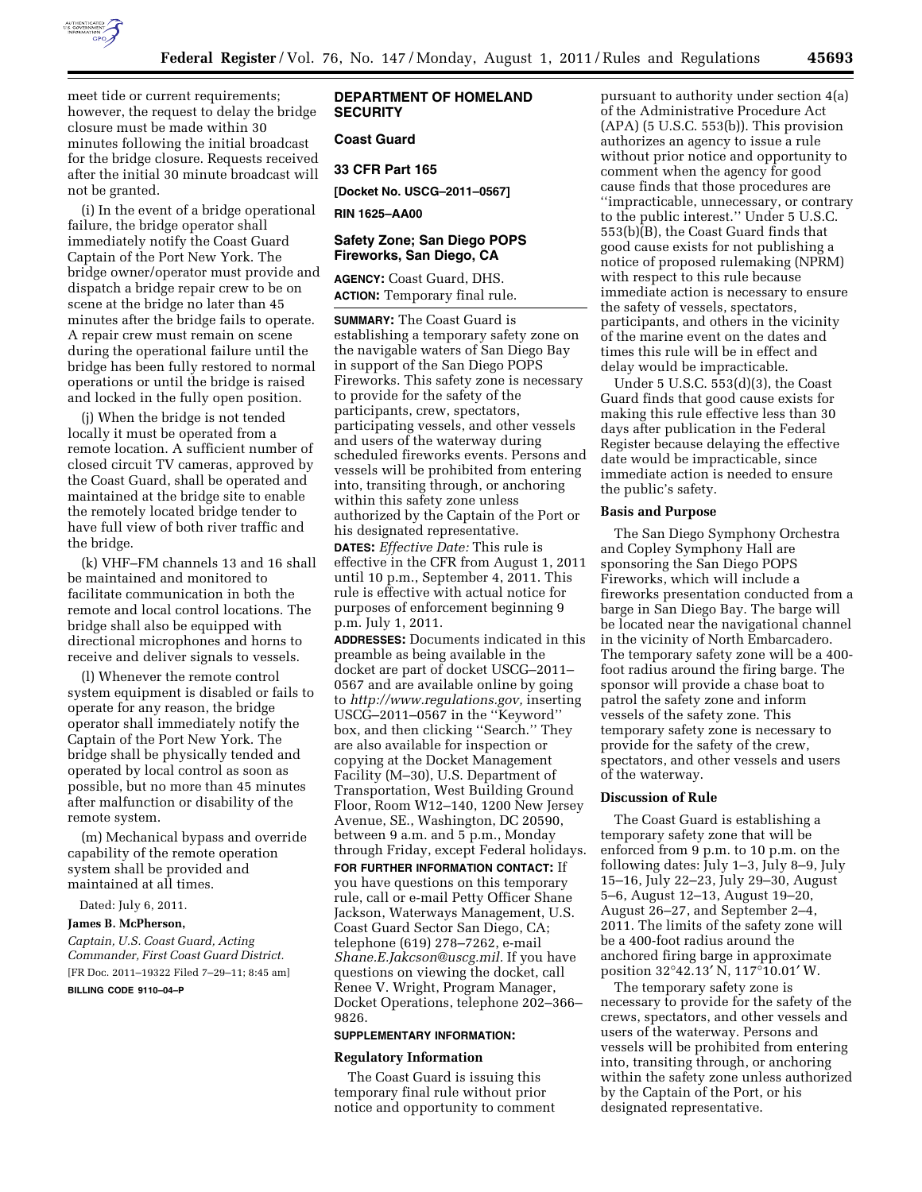meet tide or current requirements; however, the request to delay the bridge closure must be made within 30 minutes following the initial broadcast for the bridge closure. Requests received after the initial 30 minute broadcast will not be granted.

(i) In the event of a bridge operational failure, the bridge operator shall immediately notify the Coast Guard Captain of the Port New York. The bridge owner/operator must provide and dispatch a bridge repair crew to be on scene at the bridge no later than 45 minutes after the bridge fails to operate. A repair crew must remain on scene during the operational failure until the bridge has been fully restored to normal operations or until the bridge is raised and locked in the fully open position.

(j) When the bridge is not tended locally it must be operated from a remote location. A sufficient number of closed circuit TV cameras, approved by the Coast Guard, shall be operated and maintained at the bridge site to enable the remotely located bridge tender to have full view of both river traffic and the bridge.

(k) VHF–FM channels 13 and 16 shall be maintained and monitored to facilitate communication in both the remote and local control locations. The bridge shall also be equipped with directional microphones and horns to receive and deliver signals to vessels.

(l) Whenever the remote control system equipment is disabled or fails to operate for any reason, the bridge operator shall immediately notify the Captain of the Port New York. The bridge shall be physically tended and operated by local control as soon as possible, but no more than 45 minutes after malfunction or disability of the remote system.

(m) Mechanical bypass and override capability of the remote operation system shall be provided and maintained at all times.

Dated: July 6, 2011.

**James B. McPherson,**

*Captain, U.S. Coast Guard, Acting Commander, First Coast Guard District.*

[FR Doc. 2011–19322 Filed 7–29–11; 8:45 am]

**BILLING CODE 9110–04–P**

## DEPARTMENT OF HOMELAND SECURITY

### Coast Guard

### 33 CFR Part 165

**[Docket No. USCG–2011–0567]**

**RIN 1625–AA00**

### Safety Zone; San Diego POPS Fireworks, San Diego, CA

**AGENCY:** Coast Guard, DHS.

**ACTION:** Temporary final rule.

**SUMMARY:** The Coast Guard is establishing a temporary safety zone on the navigable waters of San Diego Bay in support of the San Diego POPS Fireworks. This safety zone is necessary to provide for the safety of the participants, crew, spectators, participating vessels, and other vessels and users of the waterway during scheduled fireworks events. Persons and vessels will be prohibited from entering into, transiting through, or anchoring within this safety zone unless authorized by the Captain of the Port or his designated representative.

**DATES:** *Effective Date:* This rule is effective in the CFR from August 1, 2011 until 10 p.m., September 4, 2011. This rule is effective with actual notice for purposes of enforcement beginning 9 p.m. July 1, 2011.

**ADDRESSES:** Documents indicated in this preamble as being available in the docket are part of docket USCG–2011–0567 and are available online by going to *http://www.regulations.gov,* inserting USCG–2011–0567 in the ''Keyword'' box, and then clicking ''Search.'' They are also available for inspection or copying at the Docket Management Facility (M–30), U.S. Department of Transportation, West Building Ground Floor, Room W12–140, 1200 New Jersey Avenue, SE., Washington, DC 20590, between 9 a.m. and 5 p.m., Monday through Friday, except Federal holidays.

**FOR FURTHER INFORMATION CONTACT:** If you have questions on this temporary rule, call or e-mail Petty Officer Shane Jackson, Waterways Management, U.S. Coast Guard Sector San Diego, CA; telephone (619) 278–7262, e-mail *Shane.E.Jakcson@uscg.mil.* If you have questions on viewing the docket, call Renee V. Wright, Program Manager, Docket Operations, telephone 202–366–9826.

**SUPPLEMENTARY INFORMATION:**

#### Regulatory Information

The Coast Guard is issuing this temporary final rule without prior notice and opportunity to comment pursuant to authority under section 4(a) of the Administrative Procedure Act (APA) (5 U.S.C. 553(b)). This provision authorizes an agency to issue a rule without prior notice and opportunity to comment when the agency for good cause finds that those procedures are ''impracticable, unnecessary, or contrary to the public interest.'' Under 5 U.S.C. 553(b)(B), the Coast Guard finds that good cause exists for not publishing a notice of proposed rulemaking (NPRM) with respect to this rule because immediate action is necessary to ensure the safety of vessels, spectators, participants, and others in the vicinity of the marine event on the dates and times this rule will be in effect and delay would be impracticable.

Under 5 U.S.C. 553(d)(3), the Coast Guard finds that good cause exists for making this rule effective less than 30 days after publication in the Federal Register because delaying the effective date would be impracticable, since immediate action is needed to ensure the public's safety.

#### Basis and Purpose

The San Diego Symphony Orchestra and Copley Symphony Hall are sponsoring the San Diego POPS Fireworks, which will include a fireworks presentation conducted from a barge in San Diego Bay. The barge will be located near the navigational channel in the vicinity of North Embarcadero. The temporary safety zone will be a 400-foot radius around the firing barge. The sponsor will provide a chase boat to patrol the safety zone and inform vessels of the safety zone. This temporary safety zone is necessary to provide for the safety of the crew, spectators, and other vessels and users of the waterway.

#### Discussion of Rule

The Coast Guard is establishing a temporary safety zone that will be enforced from 9 p.m. to 10 p.m. on the following dates: July 1–3, July 8–9, July 15–16, July 22–23, July 29–30, August 5–6, August 12–13, August 19–20, August 26–27, and September 2–4, 2011. The limits of the safety zone will be a 400-foot radius around the anchored firing barge in approximate position 32°42.13′ N, 117°10.01′ W.

The temporary safety zone is necessary to provide for the safety of the crews, spectators, and other vessels and users of the waterway. Persons and vessels will be prohibited from entering into, transiting through, or anchoring within the safety zone unless authorized by the Captain of the Port, or his designated representative.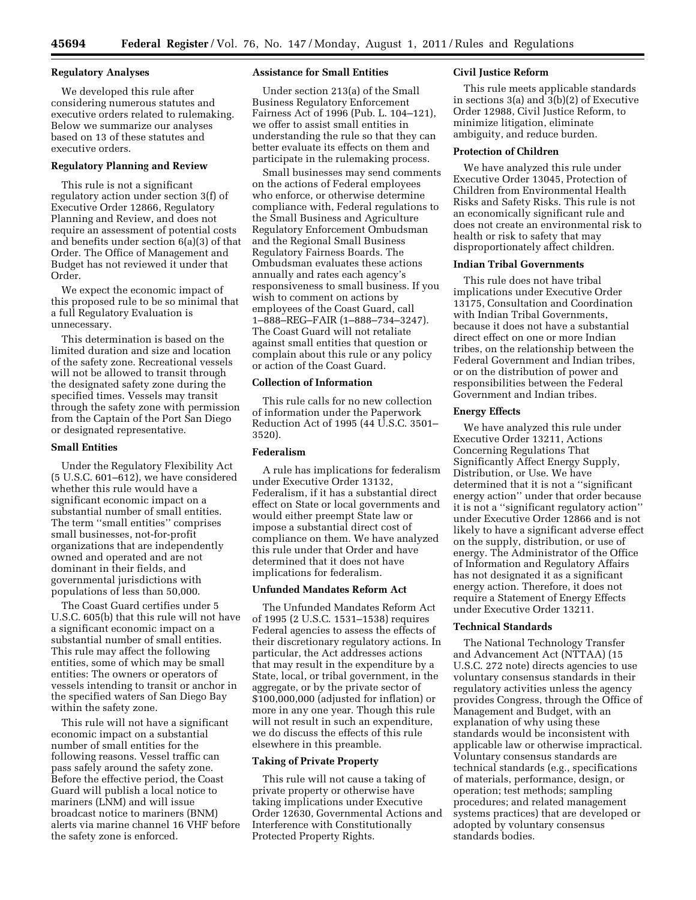## Regulatory Analyses

We developed this rule after considering numerous statutes and executive orders related to rulemaking. Below we summarize our analyses based on 13 of these statutes and executive orders.

### Regulatory Planning and Review

This rule is not a significant regulatory action under section 3(f) of Executive Order 12866, Regulatory Planning and Review, and does not require an assessment of potential costs and benefits under section 6(a)(3) of that Order. The Office of Management and Budget has not reviewed it under that Order.

We expect the economic impact of this proposed rule to be so minimal that a full Regulatory Evaluation is unnecessary.

This determination is based on the limited duration and size and location of the safety zone. Recreational vessels will not be allowed to transit through the designated safety zone during the specified times. Vessels may transit through the safety zone with permission from the Captain of the Port San Diego or designated representative.

### Small Entities

Under the Regulatory Flexibility Act (5 U.S.C. 601–612), we have considered whether this rule would have a significant economic impact on a substantial number of small entities. The term ''small entities'' comprises small businesses, not-for-profit organizations that are independently owned and operated and are not dominant in their fields, and governmental jurisdictions with populations of less than 50,000.

The Coast Guard certifies under 5 U.S.C. 605(b) that this rule will not have a significant economic impact on a substantial number of small entities. This rule may affect the following entities, some of which may be small entities: The owners or operators of vessels intending to transit or anchor in the specified waters of San Diego Bay within the safety zone.

This rule will not have a significant economic impact on a substantial number of small entities for the following reasons. Vessel traffic can pass safely around the safety zone. Before the effective period, the Coast Guard will publish a local notice to mariners (LNM) and will issue broadcast notice to mariners (BNM) alerts via marine channel 16 VHF before the safety zone is enforced.

### Assistance for Small Entities

Under section 213(a) of the Small Business Regulatory Enforcement Fairness Act of 1996 (Pub. L. 104–121), we offer to assist small entities in understanding the rule so that they can better evaluate its effects on them and participate in the rulemaking process.

Small businesses may send comments on the actions of Federal employees who enforce, or otherwise determine compliance with, Federal regulations to the Small Business and Agriculture Regulatory Enforcement Ombudsman and the Regional Small Business Regulatory Fairness Boards. The Ombudsman evaluates these actions annually and rates each agency's responsiveness to small business. If you wish to comment on actions by employees of the Coast Guard, call 1–888–REG–FAIR (1–888–734–3247). The Coast Guard will not retaliate against small entities that question or complain about this rule or any policy or action of the Coast Guard.

### Collection of Information

This rule calls for no new collection of information under the Paperwork Reduction Act of 1995 (44 U.S.C. 3501–3520).

### Federalism

A rule has implications for federalism under Executive Order 13132, Federalism, if it has a substantial direct effect on State or local governments and would either preempt State law or impose a substantial direct cost of compliance on them. We have analyzed this rule under that Order and have determined that it does not have implications for federalism.

### Unfunded Mandates Reform Act

The Unfunded Mandates Reform Act of 1995 (2 U.S.C. 1531–1538) requires Federal agencies to assess the effects of their discretionary regulatory actions. In particular, the Act addresses actions that may result in the expenditure by a State, local, or tribal government, in the aggregate, or by the private sector of $100,000,000 (adjusted for inflation) or more in any one year. Though this rule will not result in such an expenditure, we do discuss the effects of this rule elsewhere in this preamble.

### Taking of Private Property

This rule will not cause a taking of private property or otherwise have taking implications under Executive Order 12630, Governmental Actions and Interference with Constitutionally Protected Property Rights.

### Civil Justice Reform

This rule meets applicable standards in sections 3(a) and 3(b)(2) of Executive Order 12988, Civil Justice Reform, to minimize litigation, eliminate ambiguity, and reduce burden.

### Protection of Children

We have analyzed this rule under Executive Order 13045, Protection of Children from Environmental Health Risks and Safety Risks. This rule is not an economically significant rule and does not create an environmental risk to health or risk to safety that may disproportionately affect children.

### Indian Tribal Governments

This rule does not have tribal implications under Executive Order 13175, Consultation and Coordination with Indian Tribal Governments, because it does not have a substantial direct effect on one or more Indian tribes, on the relationship between the Federal Government and Indian tribes, or on the distribution of power and responsibilities between the Federal Government and Indian tribes.

### Energy Effects

We have analyzed this rule under Executive Order 13211, Actions Concerning Regulations That Significantly Affect Energy Supply, Distribution, or Use. We have determined that it is not a ''significant energy action'' under that order because it is not a ''significant regulatory action'' under Executive Order 12866 and is not likely to have a significant adverse effect on the supply, distribution, or use of energy. The Administrator of the Office of Information and Regulatory Affairs has not designated it as a significant energy action. Therefore, it does not require a Statement of Energy Effects under Executive Order 13211.

### Technical Standards

The National Technology Transfer and Advancement Act (NTTAA) (15 U.S.C. 272 note) directs agencies to use voluntary consensus standards in their regulatory activities unless the agency provides Congress, through the Office of Management and Budget, with an explanation of why using these standards would be inconsistent with applicable law or otherwise impractical. Voluntary consensus standards are technical standards (e.g., specifications of materials, performance, design, or operation; test methods; sampling procedures; and related management systems practices) that are developed or adopted by voluntary consensus standards bodies.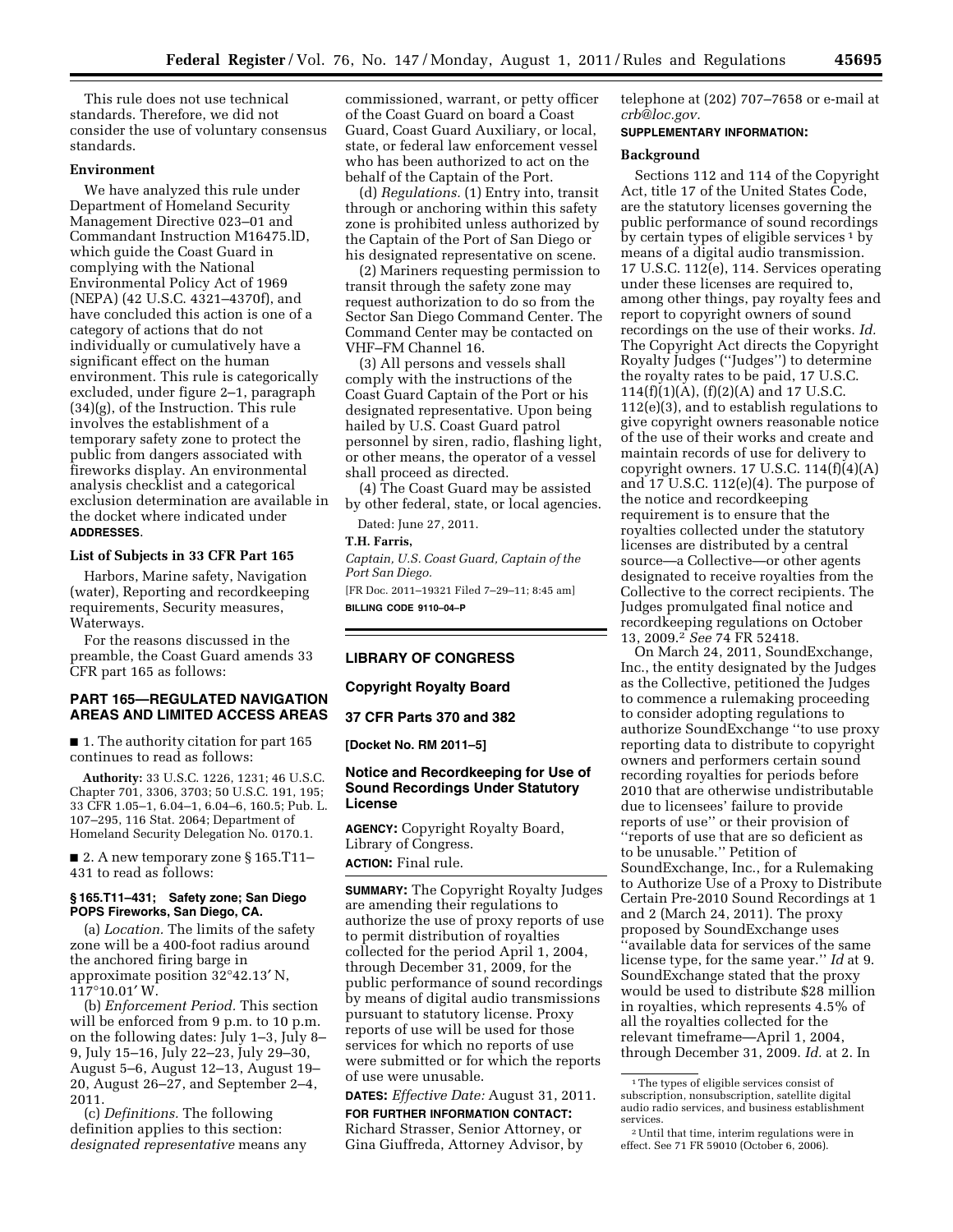This rule does not use technical standards. Therefore, we did not consider the use of voluntary consensus standards.

### Environment

We have analyzed this rule under Department of Homeland Security Management Directive 023–01 and Commandant Instruction M16475.lD, which guide the Coast Guard in complying with the National Environmental Policy Act of 1969 (NEPA) (42 U.S.C. 4321–4370f), and have concluded this action is one of a category of actions that do not individually or cumulatively have a significant effect on the human environment. This rule is categorically excluded, under figure 2–1, paragraph (34)(g), of the Instruction. This rule involves the establishment of a temporary safety zone to protect the public from dangers associated with fireworks display. An environmental analysis checklist and a categorical exclusion determination are available in the docket where indicated under **ADDRESSES**.

### List of Subjects in 33 CFR Part 165

Harbors, Marine safety, Navigation (water), Reporting and recordkeeping requirements, Security measures, Waterways.

For the reasons discussed in the preamble, the Coast Guard amends 33 CFR part 165 as follows:

## PART 165—REGULATED NAVIGATION AREAS AND LIMITED ACCESS AREAS

■ 1. The authority citation for part 165 continues to read as follows:

**Authority:** 33 U.S.C. 1226, 1231; 46 U.S.C. Chapter 701, 3306, 3703; 50 U.S.C. 191, 195; 33 CFR 1.05–1, 6.04–1, 6.04–6, 160.5; Pub. L. 107–295, 116 Stat. 2064; Department of Homeland Security Delegation No. 0170.1.

■ 2. A new temporary zone § 165.T11–431 to read as follows:

### § 165.T11–431; Safety zone; San Diego POPS Fireworks, San Diego, CA.

(a) *Location.* The limits of the safety zone will be a 400-foot radius around the anchored firing barge in approximate position 32°42.13′ N, 117°10.01′ W.

(b) *Enforcement Period.* This section will be enforced from 9 p.m. to 10 p.m. on the following dates: July 1–3, July 8–9, July 15–16, July 22–23, July 29–30, August 5–6, August 12–13, August 19–20, August 26–27, and September 2–4, 2011.

(c) *Definitions.* The following definition applies to this section: *designated representative* means any commissioned, warrant, or petty officer of the Coast Guard on board a Coast Guard, Coast Guard Auxiliary, or local, state, or federal law enforcement vessel who has been authorized to act on the behalf of the Captain of the Port.

(d) *Regulations.* (1) Entry into, transit through or anchoring within this safety zone is prohibited unless authorized by the Captain of the Port of San Diego or his designated representative on scene.

(2) Mariners requesting permission to transit through the safety zone may request authorization to do so from the Sector San Diego Command Center. The Command Center may be contacted on VHF–FM Channel 16.

(3) All persons and vessels shall comply with the instructions of the Coast Guard Captain of the Port or his designated representative. Upon being hailed by U.S. Coast Guard patrol personnel by siren, radio, flashing light, or other means, the operator of a vessel shall proceed as directed.

(4) The Coast Guard may be assisted by other federal, state, or local agencies.

Dated: June 27, 2011.

**T.H. Farris,**

*Captain, U.S. Coast Guard, Captain of the Port San Diego.*

[FR Doc. 2011–19321 Filed 7–29–11; 8:45 am]

**BILLING CODE 9110–04–P**

---

## LIBRARY OF CONGRESS

## Copyright Royalty Board

## 37 CFR Parts 370 and 382

**[Docket No. RM 2011–5]**

## Notice and Recordkeeping for Use of Sound Recordings Under Statutory License

**AGENCY:** Copyright Royalty Board, Library of Congress.

**ACTION:** Final rule.

**SUMMARY:** The Copyright Royalty Judges are amending their regulations to authorize the use of proxy reports of use to permit distribution of royalties collected for the period April 1, 2004, through December 31, 2009, for the public performance of sound recordings by means of digital audio transmissions pursuant to statutory license. Proxy reports of use will be used for those services for which no reports of use were submitted or for which the reports of use were unusable.

**DATES:** *Effective Date:* August 31, 2011.

**FOR FURTHER INFORMATION CONTACT:** Richard Strasser, Senior Attorney, or Gina Giuffreda, Attorney Advisor, by telephone at (202) 707–7658 or e-mail at *crb@loc.gov.*

**SUPPLEMENTARY INFORMATION:**

### Background

Sections 112 and 114 of the Copyright Act, title 17 of the United States Code, are the statutory licenses governing the public performance of sound recordings by certain types of eligible services [1] by means of a digital audio transmission. 17 U.S.C. 112(e), 114. Services operating under these licenses are required to, among other things, pay royalty fees and report to copyright owners of sound recordings on the use of their works. *Id.* The Copyright Act directs the Copyright Royalty Judges (''Judges'') to determine the royalty rates to be paid, 17 U.S.C. 114(f)(1)(A), (f)(2)(A) and 17 U.S.C. 112(e)(3), and to establish regulations to give copyright owners reasonable notice of the use of their works and create and maintain records of use for delivery to copyright owners. 17 U.S.C. 114(f)(4)(A) and 17 U.S.C. 112(e)(4). The purpose of the notice and recordkeeping requirement is to ensure that the royalties collected under the statutory licenses are distributed by a central source—a Collective—or other agents designated to receive royalties from the Collective to the correct recipients. The Judges promulgated final notice and recordkeeping regulations on October 13, 2009.[2] *See* 74 FR 52418.

On March 24, 2011, SoundExchange, Inc., the entity designated by the Judges as the Collective, petitioned the Judges to commence a rulemaking proceeding to consider adopting regulations to authorize SoundExchange ''to use proxy reporting data to distribute to copyright owners and performers certain sound recording royalties for periods before 2010 that are otherwise undistributable due to licensees' failure to provide reports of use'' or their provision of ''reports of use that are so deficient as to be unusable.'' Petition of SoundExchange, Inc., for a Rulemaking to Authorize Use of a Proxy to Distribute Certain Pre-2010 Sound Recordings at 1 and 2 (March 24, 2011). The proxy proposed by SoundExchange uses ''available data for services of the same license type, for the same year.'' *Id* at 9. SoundExchange stated that the proxy would be used to distribute $28 million in royalties, which represents 4.5% of all the royalties collected for the relevant timeframe—April 1, 2004, through December 31, 2009. *Id.* at 2. In

[1] The types of eligible services consist of subscription, nonsubscription, satellite digital audio radio services, and business establishment services.

[2] Until that time, interim regulations were in effect. See 71 FR 59010 (October 6, 2006).